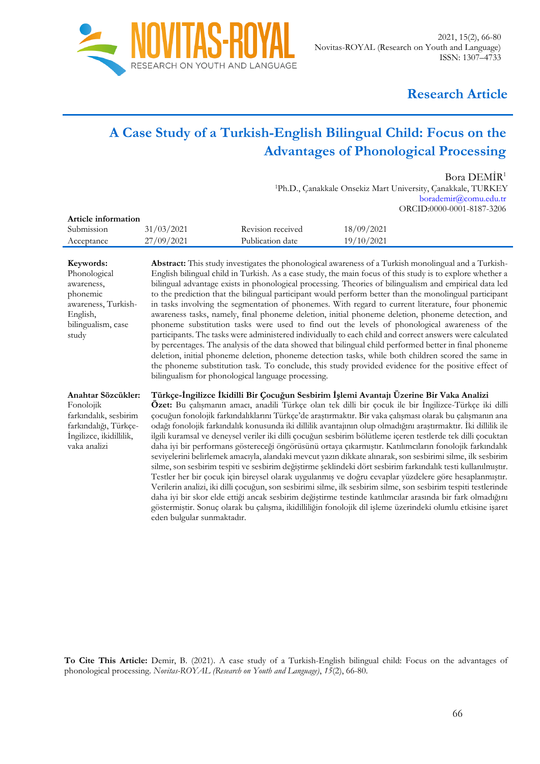**Research Article**

# A Case Study of a Turkish-English Bilingual Child: Focus on the Advantages of Phonological Processing

Bora DEMİR[1]

[1]Ph.D., Çanakkale Onsekiz Mart University, Çanakkale, TURKEY
boradem ir@comu.edu.tr
ORCID:0000-0001-8187-3206

**Article information**

| Submission | 31/03/2021 | Revision received | 18/09/2021 |
|---|---|---|---|
| Acceptance | 27/09/2021 | Publication date | 19/10/2021 |

**Keywords:** Phonological awareness, phonemic awareness, Turkish-English, bilingualism, case study

**Abstract:** This study investigates the phonological awareness of a Turkish monolingual and a Turkish-English bilingual child in Turkish. As a case study, the main focus of this study is to explore whether a bilingual advantage exists in phonological processing. Theories of bilingualism and empirical data led to the prediction that the bilingual participant would perform better than the monolingual participant in tasks involving the segmentation of phonemes. With regard to current literature, four phonemic awareness tasks, namely, final phoneme deletion, initial phoneme deletion, phoneme detection, and phoneme substitution tasks were used to find out the levels of phonological awareness of the participants. The tasks were administered individually to each child and correct answers were calculated by percentages. The analysis of the data showed that bilingual child performed better in final phoneme deletion, initial phoneme deletion, phoneme detection tasks, while both children scored the same in the phoneme substitution task. To conclude, this study provided evidence for the positive effect of bilingualism for phonological language processing.

**Anahtar Sözcükler:** Fonolojik farkındalık, sesbirim farkındalığı, Türkçe-İngilizce, ikidillilik, vaka analizi

**Türkçe-İngilizce İkidilli Bir Çocuğun Sesbirim İşlemi Avantajı Üzerine Bir Vaka Analizi**

**Özet:** Bu çalışmanın amacı, anadili Türkçe olan tek dilli bir çocuk ile bir İngilizce-Türkçe iki dilli çocuğun fonolojik farkındalıklarını Türkçe'de araştırmaktır. Bir vaka çalışması olarak bu çalışmanın ana odağı fonolojik farkındalık konusunda iki dillilik avantajının olup olmadığını araştırmaktır. İki dillilik ile ilgili kuramsal ve deneysel veriler iki dilli çocuğun sesbirim bölütleme içeren testlerde tek dilli çocuktan daha iyi bir performans göstereceği öngörüsünü ortaya çıkarmıştır. Katılımcıların fonolojik farkındalık seviyelerini belirlemek amacıyla, alandaki mevcut yazın dikkate alınarak, son sesbirimi silme, ilk sesbirim silme, son sesbirim tespiti ve sesbirim değiştirme şeklindeki dört sesbirim farkındalık testi kullanılmıştır. Testler her bir çocuk için bireysel olarak uygulanmış ve doğru cevaplar yüzdelere göre hesaplanmıştır. Verilerin analizi, iki dilli çocuğun, son sesbirimi silme, ilk sesbirim silme, son sesbirim tespiti testlerinde daha iyi bir skor elde ettiği ancak sesbirim değiştirme testinde katılımcılar arasında bir fark olmadığını göstermiştir. Sonuç olarak bu çalışma, ikidilliliğin fonolojik dil işleme üzerindeki olumlu etkisine işaret eden bulgular sunmaktadır.

**To Cite This Article:** Demir, B. (2021). A case study of a Turkish-English bilingual child: Focus on the advantages of phonological processing. *Novitas-ROYAL (Research on Youth and Language)*, *15*(2), 66-80.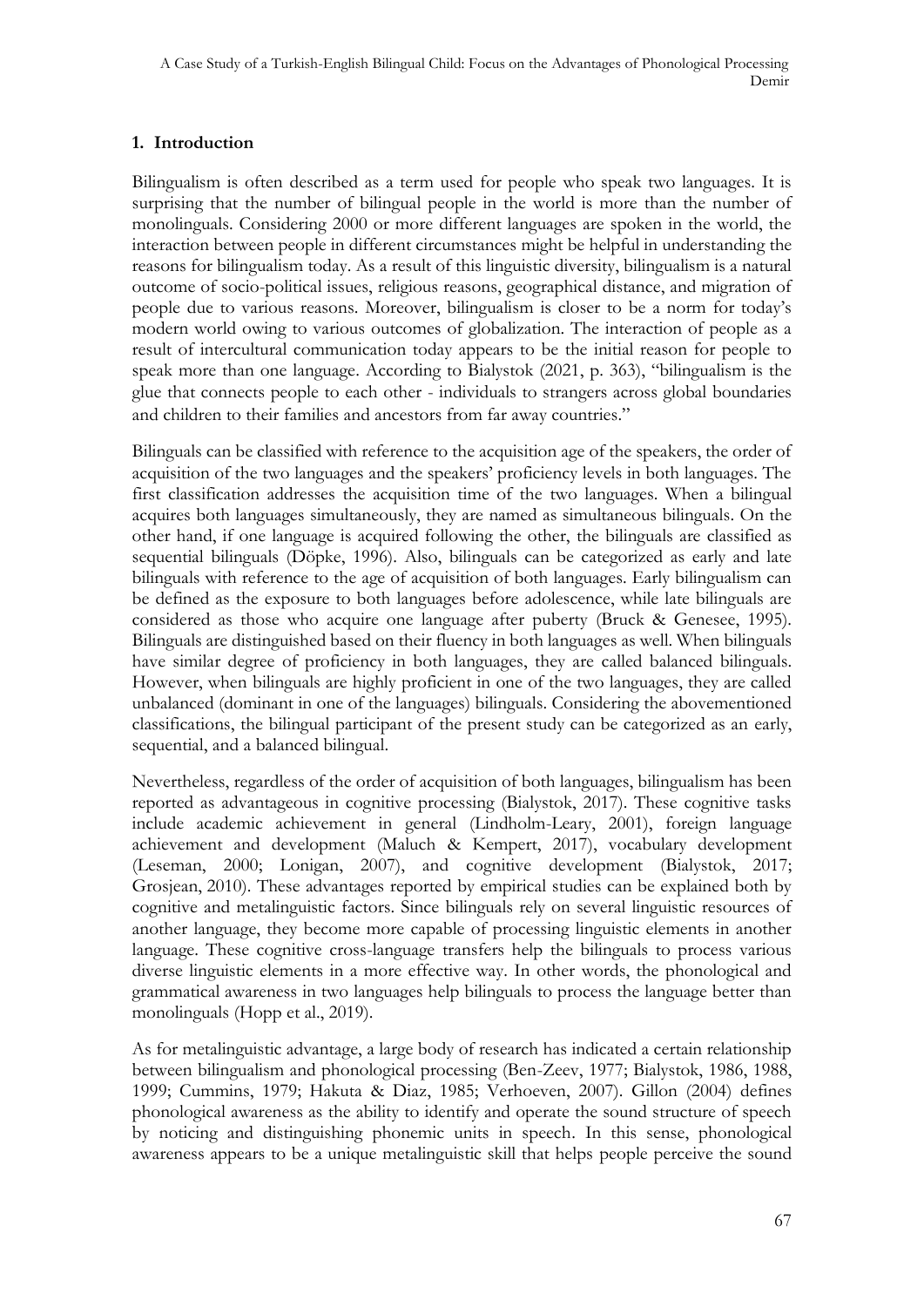## 1. Introduction

Bilingualism is often described as a term used for people who speak two languages. It is surprising that the number of bilingual people in the world is more than the number of monolinguals. Considering 2000 or more different languages are spoken in the world, the interaction between people in different circumstances might be helpful in understanding the reasons for bilingualism today. As a result of this linguistic diversity, bilingualism is a natural outcome of socio-political issues, religious reasons, geographical distance, and migration of people due to various reasons. Moreover, bilingualism is closer to be a norm for today's modern world owing to various outcomes of globalization. The interaction of people as a result of intercultural communication today appears to be the initial reason for people to speak more than one language. According to Bialystok (2021, p. 363), "bilingualism is the glue that connects people to each other - individuals to strangers across global boundaries and children to their families and ancestors from far away countries."

Bilinguals can be classified with reference to the acquisition age of the speakers, the order of acquisition of the two languages and the speakers' proficiency levels in both languages. The first classification addresses the acquisition time of the two languages. When a bilingual acquires both languages simultaneously, they are named as simultaneous bilinguals. On the other hand, if one language is acquired following the other, the bilinguals are classified as sequential bilinguals (Döpke, 1996). Also, bilinguals can be categorized as early and late bilinguals with reference to the age of acquisition of both languages. Early bilingualism can be defined as the exposure to both languages before adolescence, while late bilinguals are considered as those who acquire one language after puberty (Bruck & Genesee, 1995). Bilinguals are distinguished based on their fluency in both languages as well. When bilinguals have similar degree of proficiency in both languages, they are called balanced bilinguals. However, when bilinguals are highly proficient in one of the two languages, they are called unbalanced (dominant in one of the languages) bilinguals. Considering the abovementioned classifications, the bilingual participant of the present study can be categorized as an early, sequential, and a balanced bilingual.

Nevertheless, regardless of the order of acquisition of both languages, bilingualism has been reported as advantageous in cognitive processing (Bialystok, 2017). These cognitive tasks include academic achievement in general (Lindholm-Leary, 2001), foreign language achievement and development (Maluch & Kempert, 2017), vocabulary development (Leseman, 2000; Lonigan, 2007), and cognitive development (Bialystok, 2017; Grosjean, 2010). These advantages reported by empirical studies can be explained both by cognitive and metalinguistic factors. Since bilinguals rely on several linguistic resources of another language, they become more capable of processing linguistic elements in another language. These cognitive cross-language transfers help the bilinguals to process various diverse linguistic elements in a more effective way. In other words, the phonological and grammatical awareness in two languages help bilinguals to process the language better than monolinguals (Hopp et al., 2019).

As for metalinguistic advantage, a large body of research has indicated a certain relationship between bilingualism and phonological processing (Ben-Zeev, 1977; Bialystok, 1986, 1988, 1999; Cummins, 1979; Hakuta & Diaz, 1985; Verhoeven, 2007). Gillon (2004) defines phonological awareness as the ability to identify and operate the sound structure of speech by noticing and distinguishing phonemic units in speech. In this sense, phonological awareness appears to be a unique metalinguistic skill that helps people perceive the sound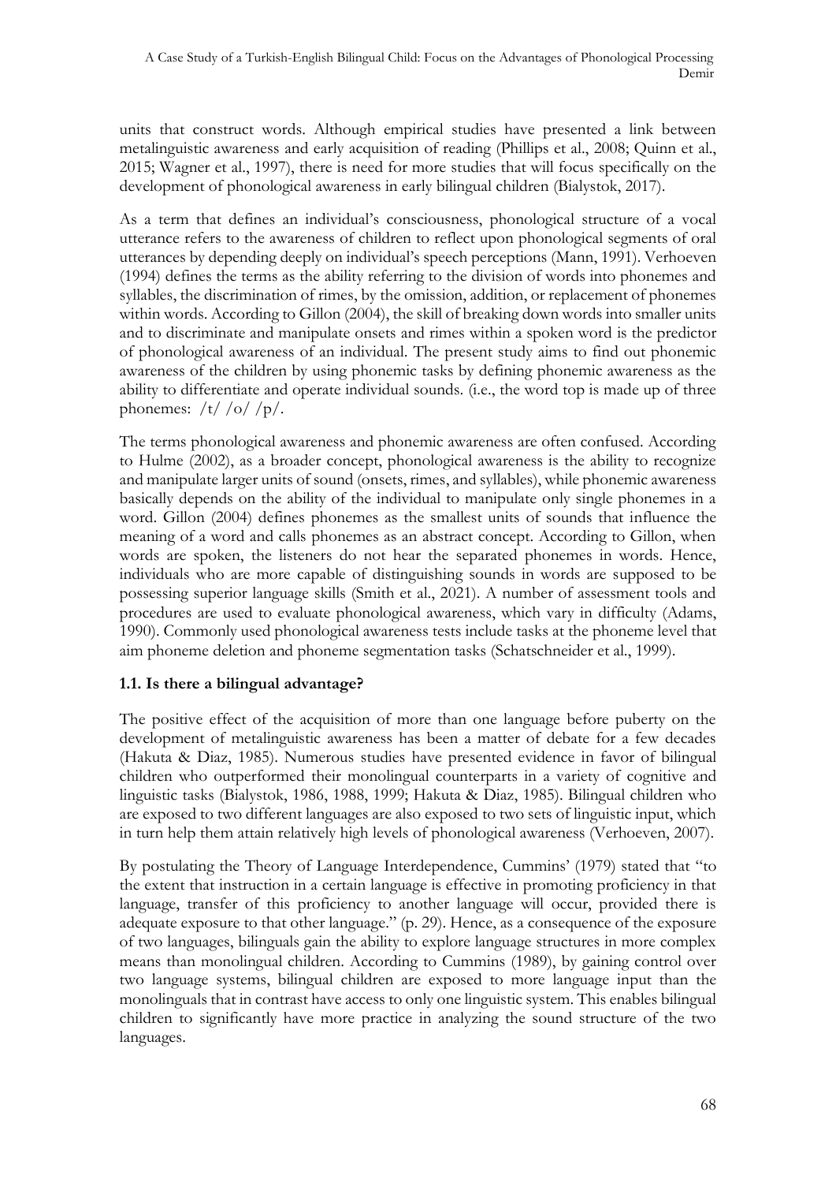units that construct words. Although empirical studies have presented a link between metalinguistic awareness and early acquisition of reading (Phillips et al., 2008; Quinn et al., 2015; Wagner et al., 1997), there is need for more studies that will focus specifically on the development of phonological awareness in early bilingual children (Bialystok, 2017).

As a term that defines an individual's consciousness, phonological structure of a vocal utterance refers to the awareness of children to reflect upon phonological segments of oral utterances by depending deeply on individual's speech perceptions (Mann, 1991). Verhoeven (1994) defines the terms as the ability referring to the division of words into phonemes and syllables, the discrimination of rimes, by the omission, addition, or replacement of phonemes within words. According to Gillon (2004), the skill of breaking down words into smaller units and to discriminate and manipulate onsets and rimes within a spoken word is the predictor of phonological awareness of an individual. The present study aims to find out phonemic awareness of the children by using phonemic tasks by defining phonemic awareness as the ability to differentiate and operate individual sounds. (i.e., the word top is made up of three phonemes: /t/ /o/ /p/.

The terms phonological awareness and phonemic awareness are often confused. According to Hulme (2002), as a broader concept, phonological awareness is the ability to recognize and manipulate larger units of sound (onsets, rimes, and syllables), while phonemic awareness basically depends on the ability of the individual to manipulate only single phonemes in a word. Gillon (2004) defines phonemes as the smallest units of sounds that influence the meaning of a word and calls phonemes as an abstract concept. According to Gillon, when words are spoken, the listeners do not hear the separated phonemes in words. Hence, individuals who are more capable of distinguishing sounds in words are supposed to be possessing superior language skills (Smith et al., 2021). A number of assessment tools and procedures are used to evaluate phonological awareness, which vary in difficulty (Adams, 1990). Commonly used phonological awareness tests include tasks at the phoneme level that aim phoneme deletion and phoneme segmentation tasks (Schatschneider et al., 1999).

### 1.1. Is there a bilingual advantage?

The positive effect of the acquisition of more than one language before puberty on the development of metalinguistic awareness has been a matter of debate for a few decades (Hakuta & Diaz, 1985). Numerous studies have presented evidence in favor of bilingual children who outperformed their monolingual counterparts in a variety of cognitive and linguistic tasks (Bialystok, 1986, 1988, 1999; Hakuta & Diaz, 1985). Bilingual children who are exposed to two different languages are also exposed to two sets of linguistic input, which in turn help them attain relatively high levels of phonological awareness (Verhoeven, 2007).

By postulating the Theory of Language Interdependence, Cummins' (1979) stated that "to the extent that instruction in a certain language is effective in promoting proficiency in that language, transfer of this proficiency to another language will occur, provided there is adequate exposure to that other language." (p. 29). Hence, as a consequence of the exposure of two languages, bilinguals gain the ability to explore language structures in more complex means than monolingual children. According to Cummins (1989), by gaining control over two language systems, bilingual children are exposed to more language input than the monolinguals that in contrast have access to only one linguistic system. This enables bilingual children to significantly have more practice in analyzing the sound structure of the two languages.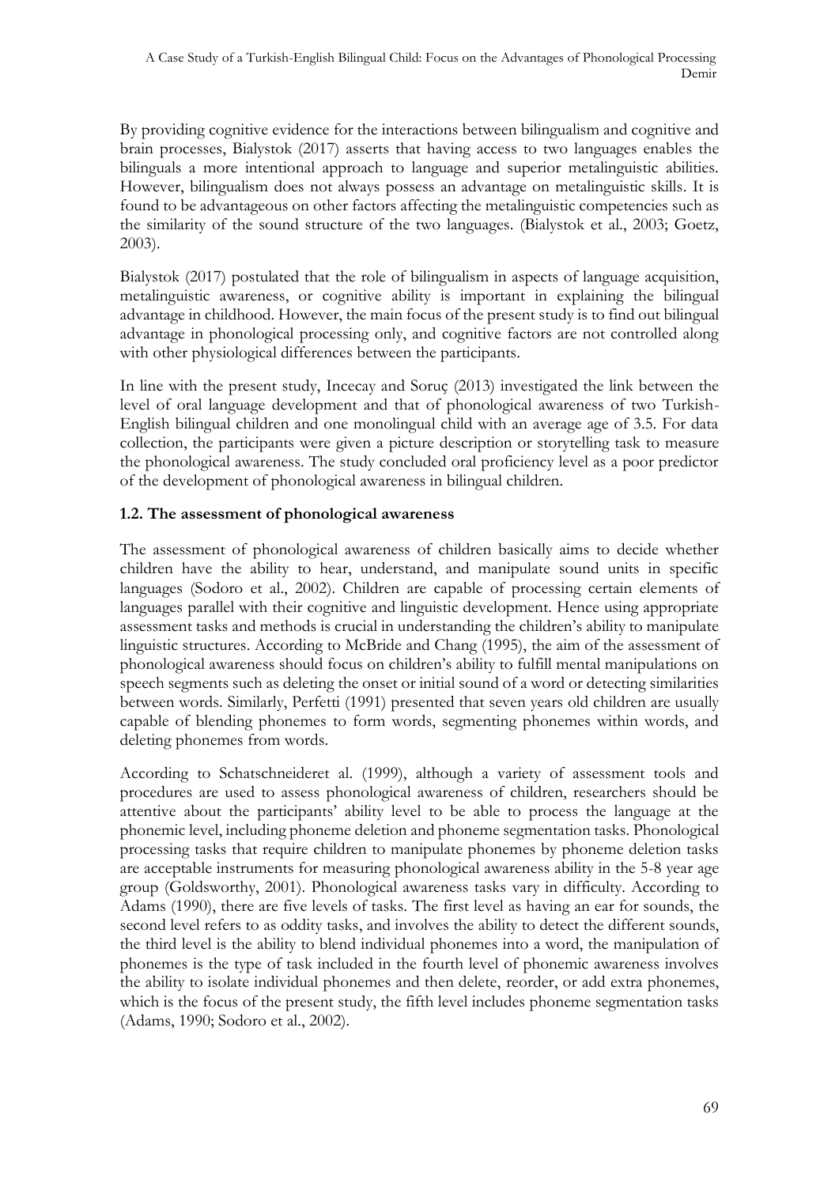By providing cognitive evidence for the interactions between bilingualism and cognitive and brain processes, Bialystok (2017) asserts that having access to two languages enables the bilinguals a more intentional approach to language and superior metalinguistic abilities. However, bilingualism does not always possess an advantage on metalinguistic skills. It is found to be advantageous on other factors affecting the metalinguistic competencies such as the similarity of the sound structure of the two languages. (Bialystok et al., 2003; Goetz, 2003).

Bialystok (2017) postulated that the role of bilingualism in aspects of language acquisition, metalinguistic awareness, or cognitive ability is important in explaining the bilingual advantage in childhood. However, the main focus of the present study is to find out bilingual advantage in phonological processing only, and cognitive factors are not controlled along with other physiological differences between the participants.

In line with the present study, Incecay and Soruç (2013) investigated the link between the level of oral language development and that of phonological awareness of two Turkish-English bilingual children and one monolingual child with an average age of 3.5. For data collection, the participants were given a picture description or storytelling task to measure the phonological awareness. The study concluded oral proficiency level as a poor predictor of the development of phonological awareness in bilingual children.

### 1.2. The assessment of phonological awareness

The assessment of phonological awareness of children basically aims to decide whether children have the ability to hear, understand, and manipulate sound units in specific languages (Sodoro et al., 2002). Children are capable of processing certain elements of languages parallel with their cognitive and linguistic development. Hence using appropriate assessment tasks and methods is crucial in understanding the children's ability to manipulate linguistic structures. According to McBride and Chang (1995), the aim of the assessment of phonological awareness should focus on children's ability to fulfill mental manipulations on speech segments such as deleting the onset or initial sound of a word or detecting similarities between words. Similarly, Perfetti (1991) presented that seven years old children are usually capable of blending phonemes to form words, segmenting phonemes within words, and deleting phonemes from words.

According to Schatschneideret al. (1999), although a variety of assessment tools and procedures are used to assess phonological awareness of children, researchers should be attentive about the participants' ability level to be able to process the language at the phonemic level, including phoneme deletion and phoneme segmentation tasks. Phonological processing tasks that require children to manipulate phonemes by phoneme deletion tasks are acceptable instruments for measuring phonological awareness ability in the 5-8 year age group (Goldsworthy, 2001). Phonological awareness tasks vary in difficulty. According to Adams (1990), there are five levels of tasks. The first level as having an ear for sounds, the second level refers to as oddity tasks, and involves the ability to detect the different sounds, the third level is the ability to blend individual phonemes into a word, the manipulation of phonemes is the type of task included in the fourth level of phonemic awareness involves the ability to isolate individual phonemes and then delete, reorder, or add extra phonemes, which is the focus of the present study, the fifth level includes phoneme segmentation tasks (Adams, 1990; Sodoro et al., 2002).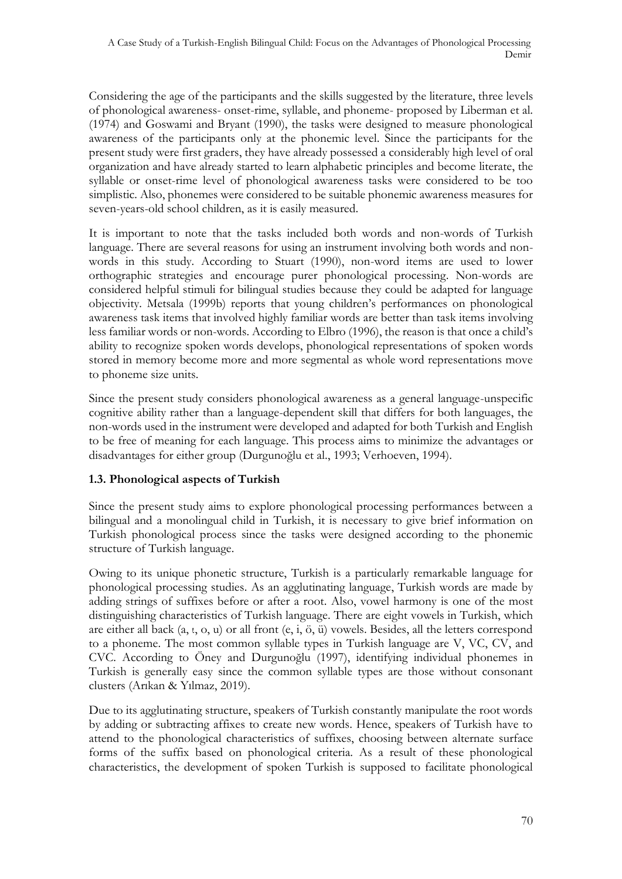Considering the age of the participants and the skills suggested by the literature, three levels of phonological awareness- onset-rime, syllable, and phoneme- proposed by Liberman et al. (1974) and Goswami and Bryant (1990), the tasks were designed to measure phonological awareness of the participants only at the phonemic level. Since the participants for the present study were first graders, they have already possessed a considerably high level of oral organization and have already started to learn alphabetic principles and become literate, the syllable or onset-rime level of phonological awareness tasks were considered to be too simplistic. Also, phonemes were considered to be suitable phonemic awareness measures for seven-years-old school children, as it is easily measured.

It is important to note that the tasks included both words and non-words of Turkish language. There are several reasons for using an instrument involving both words and non-words in this study. According to Stuart (1990), non-word items are used to lower orthographic strategies and encourage purer phonological processing. Non-words are considered helpful stimuli for bilingual studies because they could be adapted for language objectivity. Metsala (1999b) reports that young children's performances on phonological awareness task items that involved highly familiar words are better than task items involving less familiar words or non-words. According to Elbro (1996), the reason is that once a child's ability to recognize spoken words develops, phonological representations of spoken words stored in memory become more and more segmental as whole word representations move to phoneme size units.

Since the present study considers phonological awareness as a general language-unspecific cognitive ability rather than a language-dependent skill that differs for both languages, the non-words used in the instrument were developed and adapted for both Turkish and English to be free of meaning for each language. This process aims to minimize the advantages or disadvantages for either group (Durgunoğlu et al., 1993; Verhoeven, 1994).

### 1.3. Phonological aspects of Turkish

Since the present study aims to explore phonological processing performances between a bilingual and a monolingual child in Turkish, it is necessary to give brief information on Turkish phonological process since the tasks were designed according to the phonemic structure of Turkish language.

Owing to its unique phonetic structure, Turkish is a particularly remarkable language for phonological processing studies. As an agglutinating language, Turkish words are made by adding strings of suffixes before or after a root. Also, vowel harmony is one of the most distinguishing characteristics of Turkish language. There are eight vowels in Turkish, which are either all back (a, ı, o, u) or all front (e, i, ö, ü) vowels. Besides, all the letters correspond to a phoneme. The most common syllable types in Turkish language are V, VC, CV, and CVC. According to Öney and Durgunoğlu (1997), identifying individual phonemes in Turkish is generally easy since the common syllable types are those without consonant clusters (Arıkan & Yılmaz, 2019).

Due to its agglutinating structure, speakers of Turkish constantly manipulate the root words by adding or subtracting affixes to create new words. Hence, speakers of Turkish have to attend to the phonological characteristics of suffixes, choosing between alternate surface forms of the suffix based on phonological criteria. As a result of these phonological characteristics, the development of spoken Turkish is supposed to facilitate phonological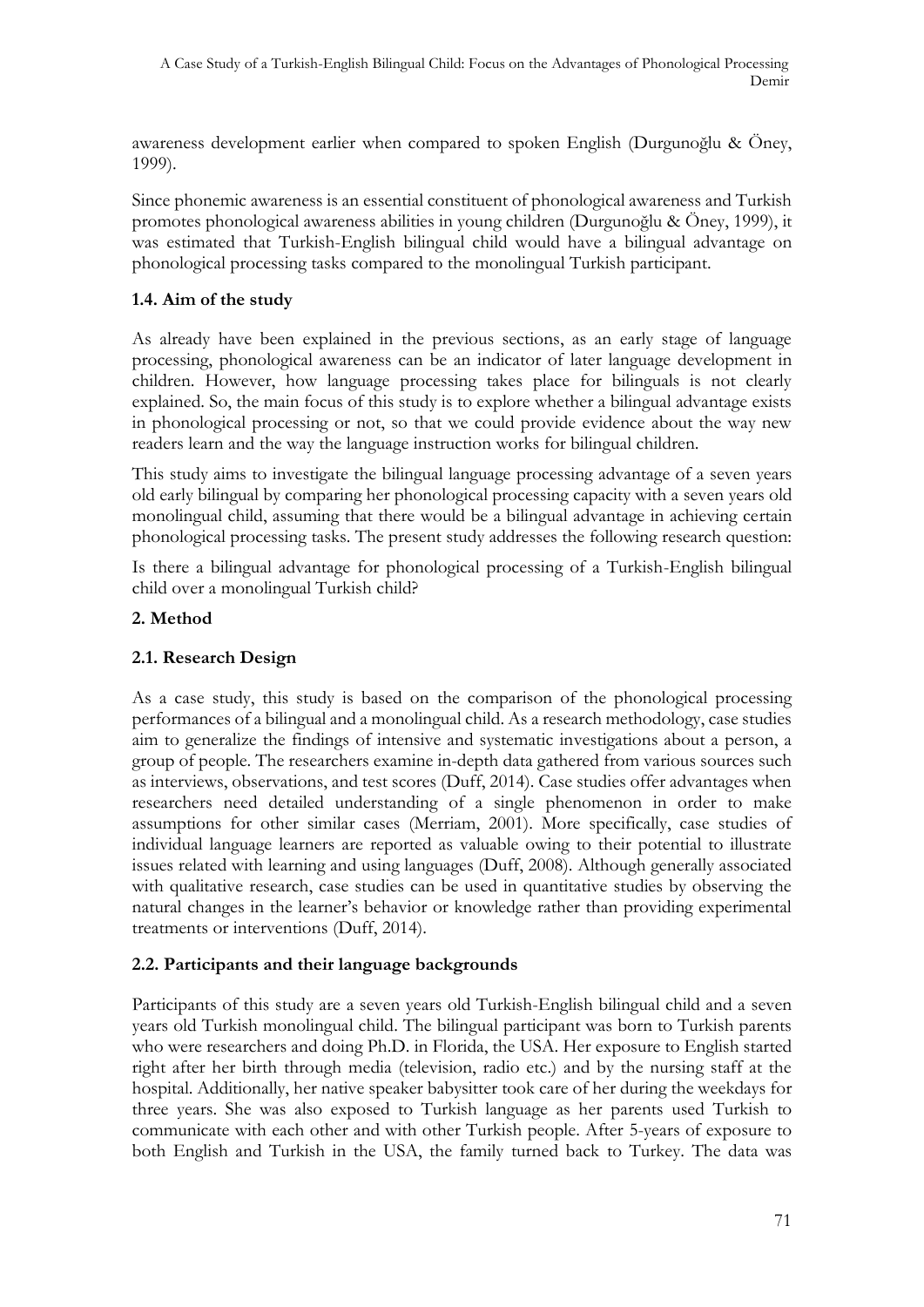awareness development earlier when compared to spoken English (Durgunoğlu & Öney, 1999).

Since phonemic awareness is an essential constituent of phonological awareness and Turkish promotes phonological awareness abilities in young children (Durgunoğlu & Öney, 1999), it was estimated that Turkish-English bilingual child would have a bilingual advantage on phonological processing tasks compared to the monolingual Turkish participant.

### 1.4. Aim of the study

As already have been explained in the previous sections, as an early stage of language processing, phonological awareness can be an indicator of later language development in children. However, how language processing takes place for bilinguals is not clearly explained. So, the main focus of this study is to explore whether a bilingual advantage exists in phonological processing or not, so that we could provide evidence about the way new readers learn and the way the language instruction works for bilingual children.

This study aims to investigate the bilingual language processing advantage of a seven years old early bilingual by comparing her phonological processing capacity with a seven years old monolingual child, assuming that there would be a bilingual advantage in achieving certain phonological processing tasks. The present study addresses the following research question:

Is there a bilingual advantage for phonological processing of a Turkish-English bilingual child over a monolingual Turkish child?

## 2. Method

### 2.1. Research Design

As a case study, this study is based on the comparison of the phonological processing performances of a bilingual and a monolingual child. As a research methodology, case studies aim to generalize the findings of intensive and systematic investigations about a person, a group of people. The researchers examine in-depth data gathered from various sources such as interviews, observations, and test scores (Duff, 2014). Case studies offer advantages when researchers need detailed understanding of a single phenomenon in order to make assumptions for other similar cases (Merriam, 2001). More specifically, case studies of individual language learners are reported as valuable owing to their potential to illustrate issues related with learning and using languages (Duff, 2008). Although generally associated with qualitative research, case studies can be used in quantitative studies by observing the natural changes in the learner's behavior or knowledge rather than providing experimental treatments or interventions (Duff, 2014).

### 2.2. Participants and their language backgrounds

Participants of this study are a seven years old Turkish-English bilingual child and a seven years old Turkish monolingual child. The bilingual participant was born to Turkish parents who were researchers and doing Ph.D. in Florida, the USA. Her exposure to English started right after her birth through media (television, radio etc.) and by the nursing staff at the hospital. Additionally, her native speaker babysitter took care of her during the weekdays for three years. She was also exposed to Turkish language as her parents used Turkish to communicate with each other and with other Turkish people. After 5-years of exposure to both English and Turkish in the USA, the family turned back to Turkey. The data was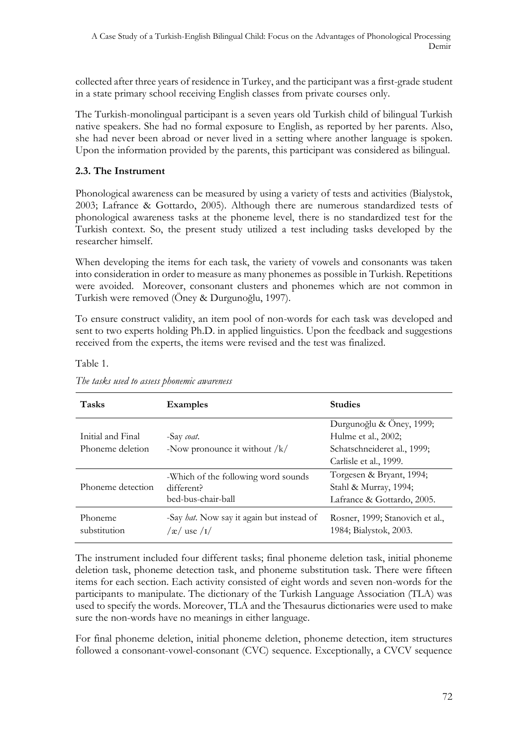collected after three years of residence in Turkey, and the participant was a first-grade student in a state primary school receiving English classes from private courses only.

The Turkish-monolingual participant is a seven years old Turkish child of bilingual Turkish native speakers. She had no formal exposure to English, as reported by her parents. Also, she had never been abroad or never lived in a setting where another language is spoken. Upon the information provided by the parents, this participant was considered as bilingual.

### 2.3. The Instrument

Phonological awareness can be measured by using a variety of tests and activities (Bialystok, 2003; Lafrance & Gottardo, 2005). Although there are numerous standardized tests of phonological awareness tasks at the phoneme level, there is no standardized test for the Turkish context. So, the present study utilized a test including tasks developed by the researcher himself.

When developing the items for each task, the variety of vowels and consonants was taken into consideration in order to measure as many phonemes as possible in Turkish. Repetitions were avoided. Moreover, consonant clusters and phonemes which are not common in Turkish were removed (Öney & Durgunoğlu, 1997).

To ensure construct validity, an item pool of non-words for each task was developed and sent to two experts holding Ph.D. in applied linguistics. Upon the feedback and suggestions received from the experts, the items were revised and the test was finalized.

Table 1.

*The tasks used to assess phonemic awareness*

| Tasks | Examples | Studies |
|---|---|---|
| Initial and Final Phoneme deletion | -Say *coat*. -Now pronounce it without /k/ | Durgunoğlu & Öney, 1999; Hulme et al., 2002; Schatschneideret al., 1999; Carlisle et al., 1999. |
| Phoneme detection | -Which of the following word sounds different? bed-bus-chair-ball | Torgesen & Bryant, 1994; Stahl & Murray, 1994; Lafrance & Gottardo, 2005. |
| Phoneme substitution | -Say *hat*. Now say it again but instead of /æ/ use /ɪ/ | Rosner, 1999; Stanovich et al., 1984; Bialystok, 2003. |

The instrument included four different tasks; final phoneme deletion task, initial phoneme deletion task, phoneme detection task, and phoneme substitution task. There were fifteen items for each section. Each activity consisted of eight words and seven non-words for the participants to manipulate. The dictionary of the Turkish Language Association (TLA) was used to specify the words. Moreover, TLA and the Thesaurus dictionaries were used to make sure the non-words have no meanings in either language.

For final phoneme deletion, initial phoneme deletion, phoneme detection, item structures followed a consonant-vowel-consonant (CVC) sequence. Exceptionally, a CVCV sequence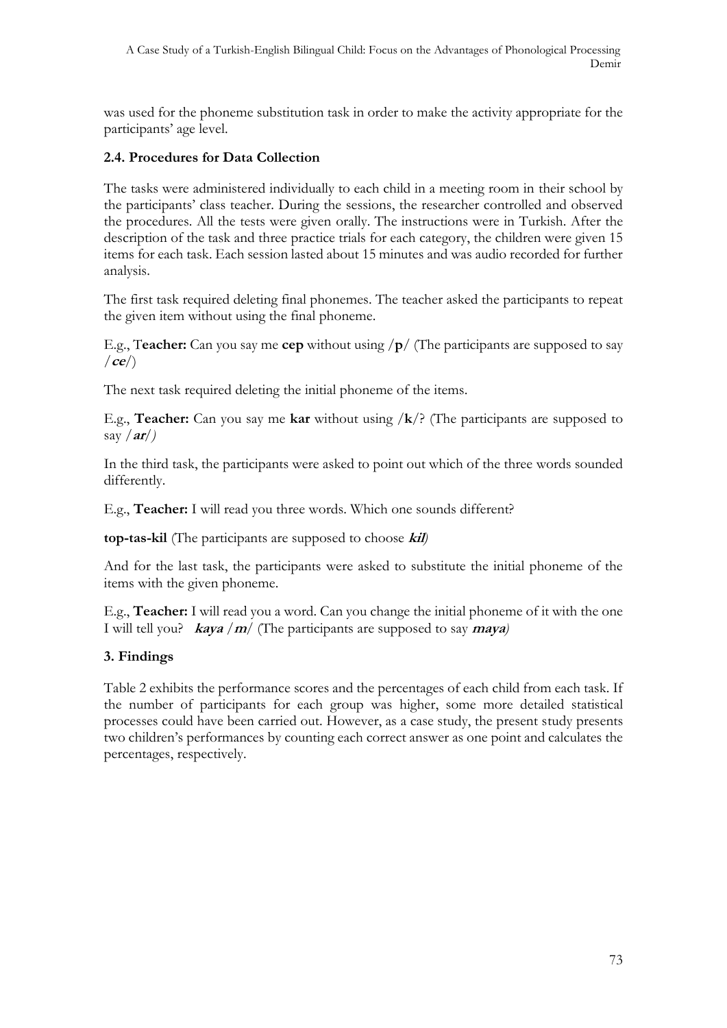was used for the phoneme substitution task in order to make the activity appropriate for the participants' age level.

### 2.4. Procedures for Data Collection

The tasks were administered individually to each child in a meeting room in their school by the participants' class teacher. During the sessions, the researcher controlled and observed the procedures. All the tests were given orally. The instructions were in Turkish. After the description of the task and three practice trials for each category, the children were given 15 items for each task. Each session lasted about 15 minutes and was audio recorded for further analysis.

The first task required deleting final phonemes. The teacher asked the participants to repeat the given item without using the final phoneme.

E.g., **Teacher:** Can you say me **cep** without using /**p**/ (The participants are supposed to say /***ce***/)

The next task required deleting the initial phoneme of the items.

E.g., **Teacher:** Can you say me **kar** without using /**k**/? (The participants are supposed to say /***ar***/)

In the third task, the participants were asked to point out which of the three words sounded differently.

E.g., **Teacher:** I will read you three words. Which one sounds different?

**top-tas-kil** (The participants are supposed to choose ***kil***)

And for the last task, the participants were asked to substitute the initial phoneme of the items with the given phoneme.

E.g., **Teacher:** I will read you a word. Can you change the initial phoneme of it with the one I will tell you? ***kaya*** /***m***/ (The participants are supposed to say ***maya***)

## 3. Findings

Table 2 exhibits the performance scores and the percentages of each child from each task. If the number of participants for each group was higher, some more detailed statistical processes could have been carried out. However, as a case study, the present study presents two children's performances by counting each correct answer as one point and calculates the percentages, respectively.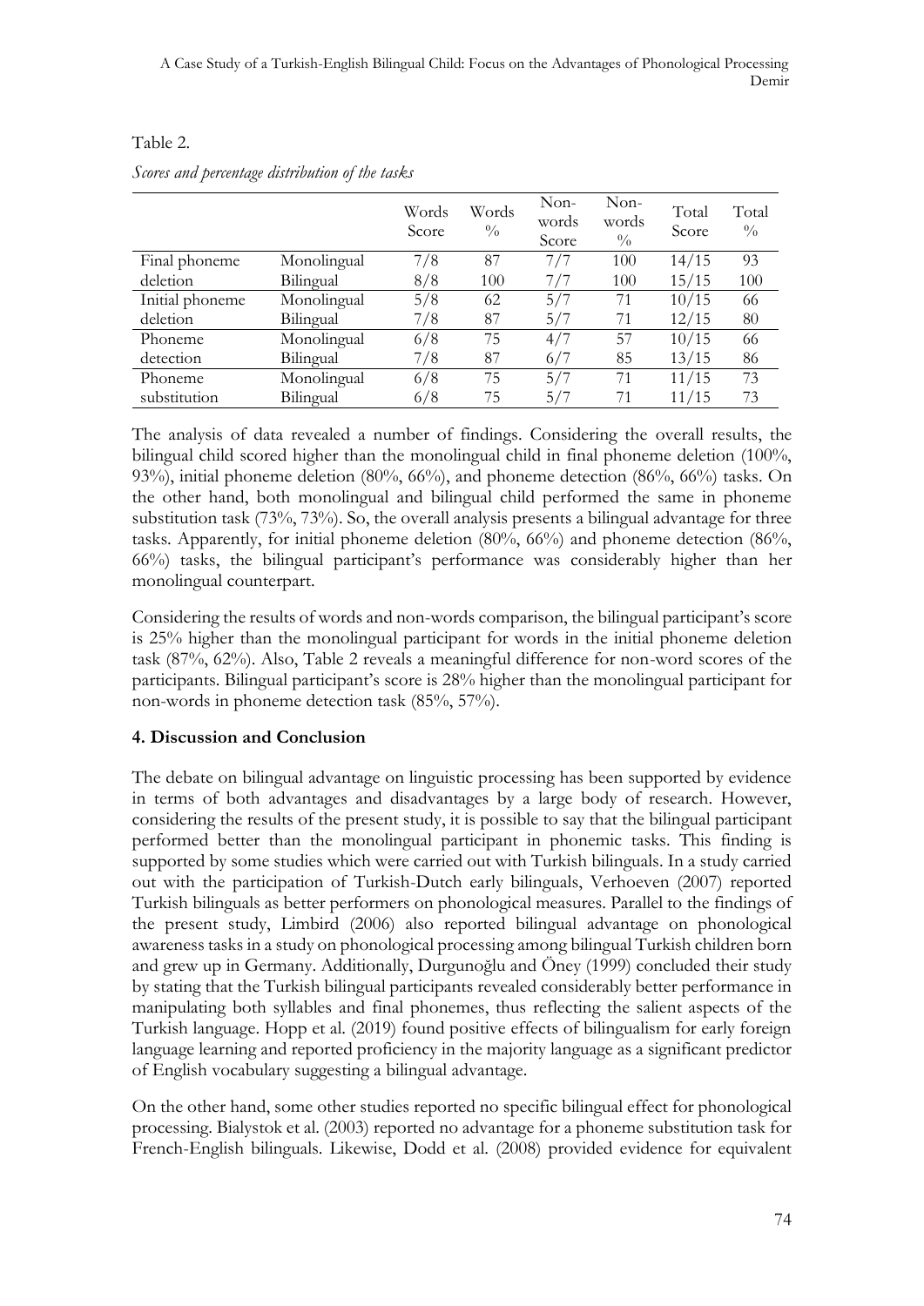Table 2.

*Scores and percentage distribution of the tasks*

| | | Words Score | Words % | Non-words Score | Non-words % | Total Score | Total % |
|---|---|---|---|---|---|---|---|
| Final phoneme deletion | Monolingual | 7/8 | 87 | 7/7 | 100 | 14/15 | 93 |
| | Bilingual | 8/8 | 100 | 7/7 | 100 | 15/15 | 100 |
| Initial phoneme deletion | Monolingual | 5/8 | 62 | 5/7 | 71 | 10/15 | 66 |
| | Bilingual | 7/8 | 87 | 5/7 | 71 | 12/15 | 80 |
| Phoneme detection | Monolingual | 6/8 | 75 | 4/7 | 57 | 10/15 | 66 |
| | Bilingual | 7/8 | 87 | 6/7 | 85 | 13/15 | 86 |
| Phoneme substitution | Monolingual | 6/8 | 75 | 5/7 | 71 | 11/15 | 73 |
| | Bilingual | 6/8 | 75 | 5/7 | 71 | 11/15 | 73 |

The analysis of data revealed a number of findings. Considering the overall results, the bilingual child scored higher than the monolingual child in final phoneme deletion (100%, 93%), initial phoneme deletion (80%, 66%), and phoneme detection (86%, 66%) tasks. On the other hand, both monolingual and bilingual child performed the same in phoneme substitution task (73%, 73%). So, the overall analysis presents a bilingual advantage for three tasks. Apparently, for initial phoneme deletion (80%, 66%) and phoneme detection (86%, 66%) tasks, the bilingual participant's performance was considerably higher than her monolingual counterpart.

Considering the results of words and non-words comparison, the bilingual participant's score is 25% higher than the monolingual participant for words in the initial phoneme deletion task (87%, 62%). Also, Table 2 reveals a meaningful difference for non-word scores of the participants. Bilingual participant's score is 28% higher than the monolingual participant for non-words in phoneme detection task (85%, 57%).

## 4. Discussion and Conclusion

The debate on bilingual advantage on linguistic processing has been supported by evidence in terms of both advantages and disadvantages by a large body of research. However, considering the results of the present study, it is possible to say that the bilingual participant performed better than the monolingual participant in phonemic tasks. This finding is supported by some studies which were carried out with Turkish bilinguals. In a study carried out with the participation of Turkish-Dutch early bilinguals, Verhoeven (2007) reported Turkish bilinguals as better performers on phonological measures. Parallel to the findings of the present study, Limbird (2006) also reported bilingual advantage on phonological awareness tasks in a study on phonological processing among bilingual Turkish children born and grew up in Germany. Additionally, Durgunoğlu and Öney (1999) concluded their study by stating that the Turkish bilingual participants revealed considerably better performance in manipulating both syllables and final phonemes, thus reflecting the salient aspects of the Turkish language. Hopp et al. (2019) found positive effects of bilingualism for early foreign language learning and reported proficiency in the majority language as a significant predictor of English vocabulary suggesting a bilingual advantage.

On the other hand, some other studies reported no specific bilingual effect for phonological processing. Bialystok et al. (2003) reported no advantage for a phoneme substitution task for French-English bilinguals. Likewise, Dodd et al. (2008) provided evidence for equivalent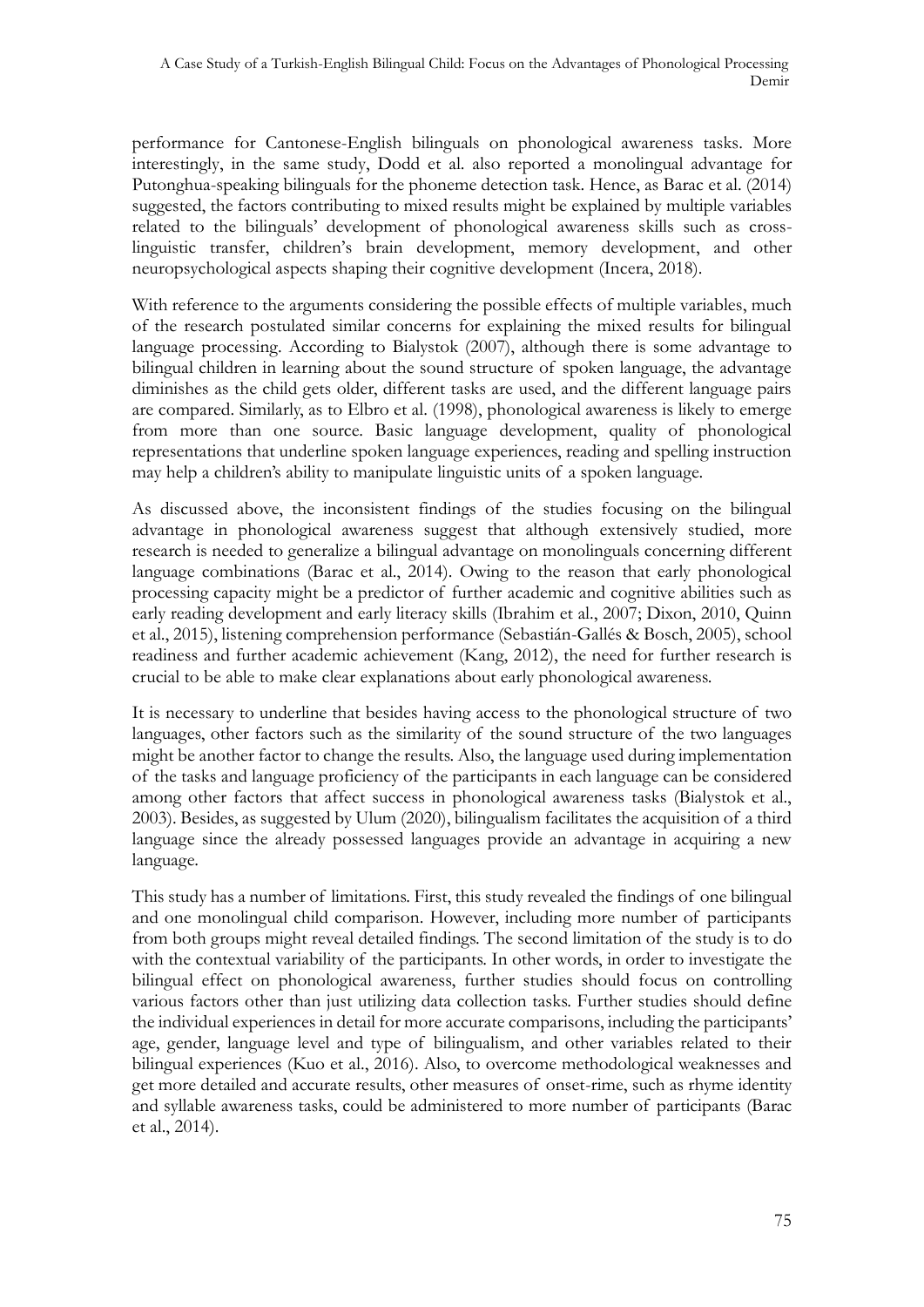performance for Cantonese-English bilinguals on phonological awareness tasks. More interestingly, in the same study, Dodd et al. also reported a monolingual advantage for Putonghua-speaking bilinguals for the phoneme detection task. Hence, as Barac et al. (2014) suggested, the factors contributing to mixed results might be explained by multiple variables related to the bilinguals' development of phonological awareness skills such as cross-linguistic transfer, children's brain development, memory development, and other neuropsychological aspects shaping their cognitive development (Incera, 2018).

With reference to the arguments considering the possible effects of multiple variables, much of the research postulated similar concerns for explaining the mixed results for bilingual language processing. According to Bialystok (2007), although there is some advantage to bilingual children in learning about the sound structure of spoken language, the advantage diminishes as the child gets older, different tasks are used, and the different language pairs are compared. Similarly, as to Elbro et al. (1998), phonological awareness is likely to emerge from more than one source. Basic language development, quality of phonological representations that underline spoken language experiences, reading and spelling instruction may help a children's ability to manipulate linguistic units of a spoken language.

As discussed above, the inconsistent findings of the studies focusing on the bilingual advantage in phonological awareness suggest that although extensively studied, more research is needed to generalize a bilingual advantage on monolinguals concerning different language combinations (Barac et al., 2014). Owing to the reason that early phonological processing capacity might be a predictor of further academic and cognitive abilities such as early reading development and early literacy skills (Ibrahim et al., 2007; Dixon, 2010, Quinn et al., 2015), listening comprehension performance (Sebastián-Gallés & Bosch, 2005), school readiness and further academic achievement (Kang, 2012), the need for further research is crucial to be able to make clear explanations about early phonological awareness.

It is necessary to underline that besides having access to the phonological structure of two languages, other factors such as the similarity of the sound structure of the two languages might be another factor to change the results. Also, the language used during implementation of the tasks and language proficiency of the participants in each language can be considered among other factors that affect success in phonological awareness tasks (Bialystok et al., 2003). Besides, as suggested by Ulum (2020), bilingualism facilitates the acquisition of a third language since the already possessed languages provide an advantage in acquiring a new language.

This study has a number of limitations. First, this study revealed the findings of one bilingual and one monolingual child comparison. However, including more number of participants from both groups might reveal detailed findings. The second limitation of the study is to do with the contextual variability of the participants. In other words, in order to investigate the bilingual effect on phonological awareness, further studies should focus on controlling various factors other than just utilizing data collection tasks. Further studies should define the individual experiences in detail for more accurate comparisons, including the participants' age, gender, language level and type of bilingualism, and other variables related to their bilingual experiences (Kuo et al., 2016). Also, to overcome methodological weaknesses and get more detailed and accurate results, other measures of onset-rime, such as rhyme identity and syllable awareness tasks, could be administered to more number of participants (Barac et al., 2014).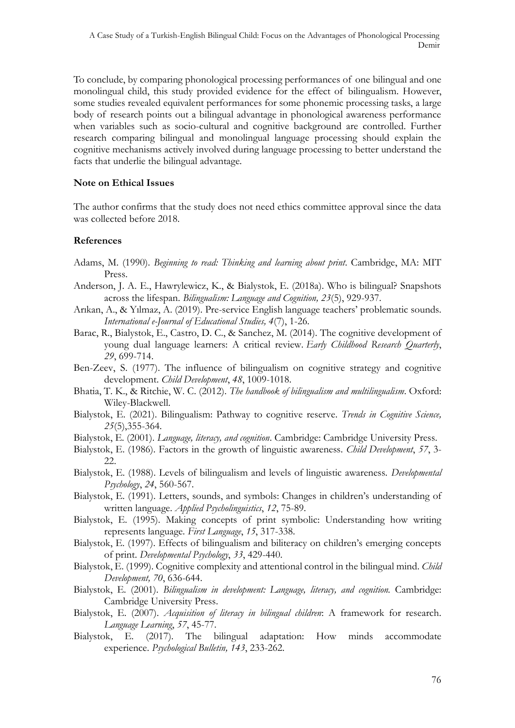To conclude, by comparing phonological processing performances of one bilingual and one monolingual child, this study provided evidence for the effect of bilingualism. However, some studies revealed equivalent performances for some phonemic processing tasks, a large body of research points out a bilingual advantage in phonological awareness performance when variables such as socio-cultural and cognitive background are controlled. Further research comparing bilingual and monolingual language processing should explain the cognitive mechanisms actively involved during language processing to better understand the facts that underlie the bilingual advantage.

**Note on Ethical Issues**

The author confirms that the study does not need ethics committee approval since the data was collected before 2018.

**References**

Adams, M. (1990). *Beginning to read: Thinking and learning about print*. Cambridge, MA: MIT Press.

Anderson, J. A. E., Hawrylewicz, K., & Bialystok, E. (2018a). Who is bilingual? Snapshots across the lifespan. *Bilingualism: Language and Cognition, 23*(5), 929-937.

Arıkan, A., & Yılmaz, A. (2019). Pre-service English language teachers' problematic sounds. *International e-Journal of Educational Studies, 4*(7), 1-26.

Barac, R., Bialystok, E., Castro, D. C., & Sanchez, M. (2014). The cognitive development of young dual language learners: A critical review. *Early Childhood Research Quarterly*, *29*, 699-714.

Ben-Zeev, S. (1977). The influence of bilingualism on cognitive strategy and cognitive development. *Child Development*, *48*, 1009-1018.

Bhatia, T. K., & Ritchie, W. C. (2012). *The handbook of bilingualism and multilingualism*. Oxford: Wiley-Blackwell.

Bialystok, E. (2021). Bilingualism: Pathway to cognitive reserve. *Trends in Cognitive Science, 25*(5),355-364.

Bialystok, E. (2001). *Language, literacy, and cognition*. Cambridge: Cambridge University Press.

Bialystok, E. (1986). Factors in the growth of linguistic awareness. *Child Development*, *57*, 3-22.

Bialystok, E. (1988). Levels of bilingualism and levels of linguistic awareness. *Developmental Psychology*, *24*, 560-567.

Bialystok, E. (1991). Letters, sounds, and symbols: Changes in children's understanding of written language. *Applied Psycholinguistics*, *12*, 75-89.

Bialystok, E. (1995). Making concepts of print symbolic: Understanding how writing represents language. *First Language*, *15*, 317-338.

Bialystok, E. (1997). Effects of bilingualism and biliteracy on children's emerging concepts of print. *Developmental Psychology*, *33*, 429-440.

Bialystok, E. (1999). Cognitive complexity and attentional control in the bilingual mind. *Child Development, 70*, 636-644.

Bialystok, E. (2001). *Bilingualism in development: Language, literacy, and cognition.* Cambridge: Cambridge University Press.

Bialystok, E. (2007). *Acquisition of literacy in bilingual children*: A framework for research. *Language Learning*, *57*, 45-77.

Bialystok, E. (2017). The bilingual adaptation: How minds accommodate experience. *Psychological Bulletin, 143*, 233-262.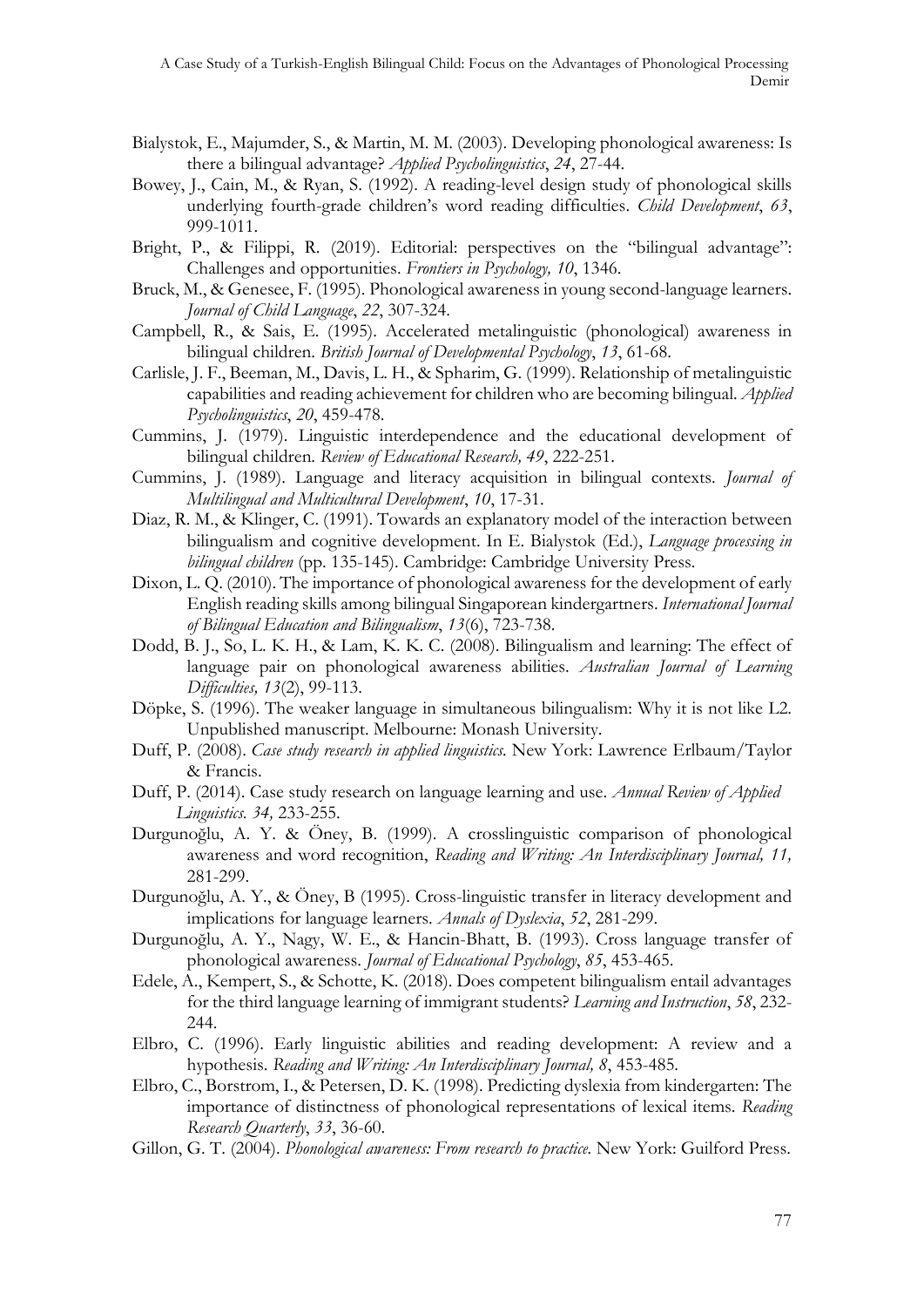Bialystok, E., Majumder, S., & Martin, M. M. (2003). Developing phonological awareness: Is there a bilingual advantage? *Applied Psycholinguistics*, *24*, 27-44.

Bowey, J., Cain, M., & Ryan, S. (1992). A reading-level design study of phonological skills underlying fourth-grade children's word reading difficulties. *Child Development*, *63*, 999-1011.

Bright, P., & Filippi, R. (2019). Editorial: perspectives on the "bilingual advantage": Challenges and opportunities. *Frontiers in Psychology, 10*, 1346.

Bruck, M., & Genesee, F. (1995). Phonological awareness in young second-language learners. *Journal of Child Language*, *22*, 307-324.

Campbell, R., & Sais, E. (1995). Accelerated metalinguistic (phonological) awareness in bilingual children. *British Journal of Developmental Psychology*, *13*, 61-68.

Carlisle, J. F., Beeman, M., Davis, L. H., & Spharim, G. (1999). Relationship of metalinguistic capabilities and reading achievement for children who are becoming bilingual. *Applied Psycholinguistics*, *20*, 459-478.

Cummins, J. (1979). Linguistic interdependence and the educational development of bilingual children. *Review of Educational Research, 49*, 222-251.

Cummins, J. (1989). Language and literacy acquisition in bilingual contexts. *Journal of Multilingual and Multicultural Development*, *10*, 17-31.

Diaz, R. M., & Klinger, C. (1991). Towards an explanatory model of the interaction between bilingualism and cognitive development. In E. Bialystok (Ed.), *Language processing in bilingual children* (pp. 135-145). Cambridge: Cambridge University Press.

Dixon, L. Q. (2010). The importance of phonological awareness for the development of early English reading skills among bilingual Singaporean kindergartners. *International Journal of Bilingual Education and Bilingualism*, *13*(6), 723-738.

Dodd, B. J., So, L. K. H., & Lam, K. K. C. (2008). Bilingualism and learning: The effect of language pair on phonological awareness abilities. *Australian Journal of Learning Difficulties, 13*(2), 99-113.

Döpke, S. (1996). The weaker language in simultaneous bilingualism: Why it is not like L2. Unpublished manuscript. Melbourne: Monash University.

Duff, P. (2008). *Case study research in applied linguistics.* New York: Lawrence Erlbaum/Taylor & Francis.

Duff, P. (2014). Case study research on language learning and use. *Annual Review of Applied Linguistics. 34,* 233-255.

Durgunoğlu, A. Y. & Öney, B. (1999). A crosslinguistic comparison of phonological awareness and word recognition, *Reading and Writing: An Interdisciplinary Journal, 11,* 281-299.

Durgunoğlu, A. Y., & Öney, B (1995). Cross-linguistic transfer in literacy development and implications for language learners. *Annals of Dyslexia*, *52*, 281-299.

Durgunoğlu, A. Y., Nagy, W. E., & Hancin-Bhatt, B. (1993). Cross language transfer of phonological awareness. *Journal of Educational Psychology*, *85*, 453-465.

Edele, A., Kempert, S., & Schotte, K. (2018). Does competent bilingualism entail advantages for the third language learning of immigrant students? *Learning and Instruction*, *58*, 232-244.

Elbro, C. (1996). Early linguistic abilities and reading development: A review and a hypothesis. *Reading and Writing: An Interdisciplinary Journal, 8*, 453-485.

Elbro, C., Borstrom, I., & Petersen, D. K. (1998). Predicting dyslexia from kindergarten: The importance of distinctness of phonological representations of lexical items. *Reading Research Quarterly*, *33*, 36-60.

Gillon, G. T. (2004). *Phonological awareness: From research to practice.* New York: Guilford Press.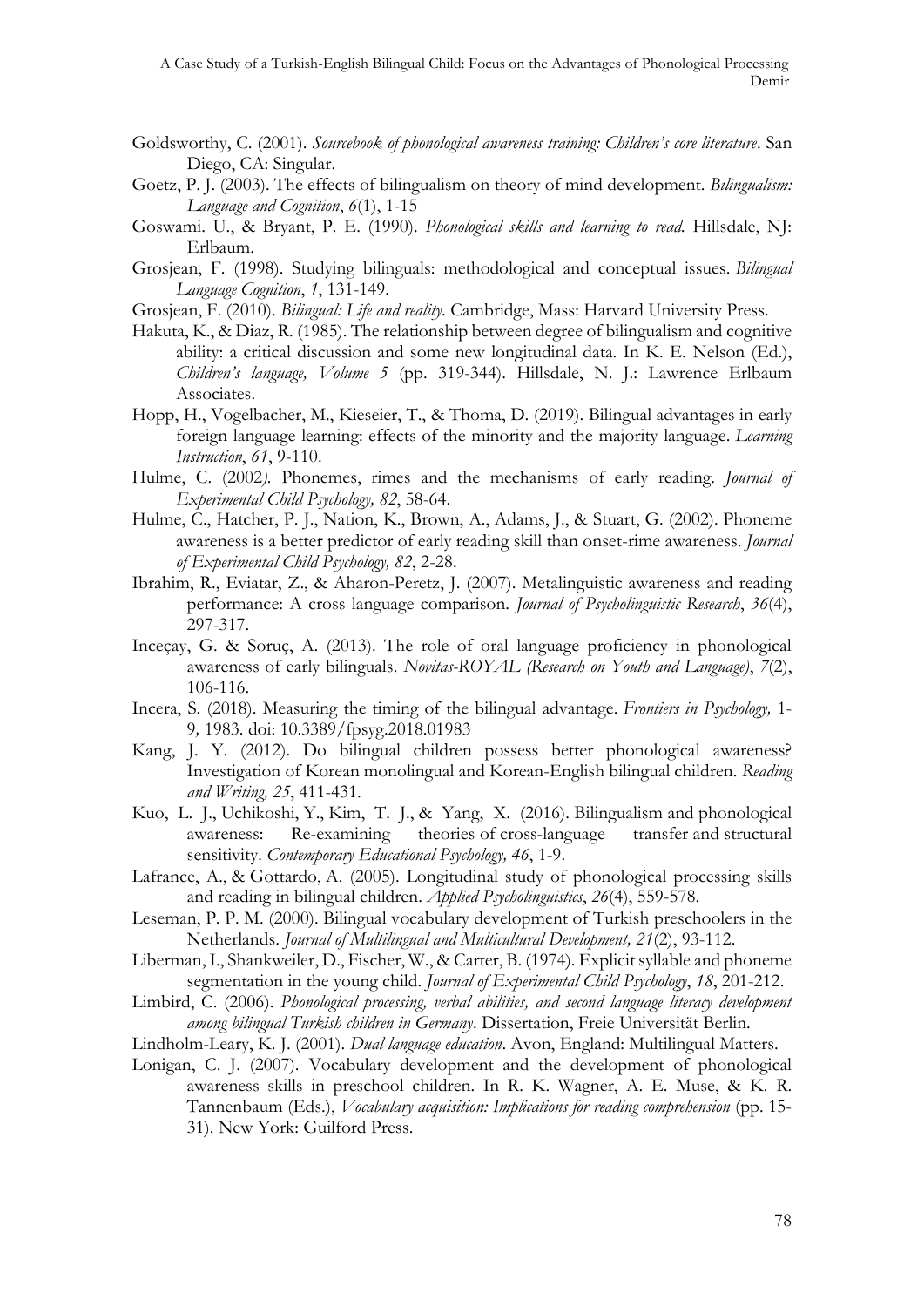Goldsworthy, C. (2001). *Sourcebook of phonological awareness training: Children's core literature*. San Diego, CA: Singular.

Goetz, P. J. (2003). The effects of bilingualism on theory of mind development. *Bilingualism: Language and Cognition*, *6*(1), 1-15

Goswami. U., & Bryant, P. E. (1990). *Phonological skills and learning to read.* Hillsdale, NJ: Erlbaum.

Grosjean, F. (1998). Studying bilinguals: methodological and conceptual issues. *Bilingual Language Cognition*, *1*, 131-149.

Grosjean, F. (2010). *Bilingual: Life and reality.* Cambridge, Mass: Harvard University Press.

Hakuta, K., & Diaz, R. (1985). The relationship between degree of bilingualism and cognitive ability: a critical discussion and some new longitudinal data. In K. E. Nelson (Ed.), *Children's language, Volume 5* (pp. 319-344). Hillsdale, N. J.: Lawrence Erlbaum Associates.

Hopp, H., Vogelbacher, M., Kieseier, T., & Thoma, D. (2019). Bilingual advantages in early foreign language learning: effects of the minority and the majority language. *Learning Instruction*, *61*, 9-110.

Hulme, C. (2002*).* Phonemes, rimes and the mechanisms of early reading. *Journal of Experimental Child Psychology, 82*, 58-64.

Hulme, C., Hatcher, P. J., Nation, K., Brown, A., Adams, J., & Stuart, G. (2002). Phoneme awareness is a better predictor of early reading skill than onset-rime awareness. *Journal of Experimental Child Psychology, 82*, 2-28.

Ibrahim, R., Eviatar, Z., & Aharon-Peretz, J. (2007). Metalinguistic awareness and reading performance: A cross language comparison. *Journal of Psycholinguistic Research*, *36*(4), 297-317.

Inceçay, G. & Soruç, A. (2013). The role of oral language proficiency in phonological awareness of early bilinguals. *Novitas-ROYAL (Research on Youth and Language)*, *7*(2), 106-116.

Incera, S. (2018). Measuring the timing of the bilingual advantage. *Frontiers in Psychology,* 1-9*,* 1983. doi: 10.3389/fpsyg.2018.01983

Kang, J. Y. (2012). Do bilingual children possess better phonological awareness? Investigation of Korean monolingual and Korean-English bilingual children. *Reading and Writing, 25*, 411-431.

Kuo, L. J., Uchikoshi, Y., Kim, T. J., & Yang, X. (2016). Bilingualism and phonological awareness: Re-examining theories of cross-language transfer and structural sensitivity. *Contemporary Educational Psychology, 46*, 1-9.

Lafrance, A., & Gottardo, A. (2005). Longitudinal study of phonological processing skills and reading in bilingual children. *Applied Psycholinguistics*, *26*(4), 559-578.

Leseman, P. P. M. (2000). Bilingual vocabulary development of Turkish preschoolers in the Netherlands. *Journal of Multilingual and Multicultural Development, 21*(2), 93-112.

Liberman, I., Shankweiler, D., Fischer, W., & Carter, B. (1974). Explicit syllable and phoneme segmentation in the young child. *Journal of Experimental Child Psychology*, *18*, 201-212.

Limbird, C. (2006). *Phonological processing, verbal abilities, and second language literacy development among bilingual Turkish children in Germany*. Dissertation, Freie Universität Berlin.

Lindholm-Leary, K. J. (2001). *Dual language education*. Avon, England: Multilingual Matters.

Lonigan, C. J. (2007). Vocabulary development and the development of phonological awareness skills in preschool children. In R. K. Wagner, A. E. Muse, & K. R. Tannenbaum (Eds.), *Vocabulary acquisition: Implications for reading comprehension* (pp. 15-31). New York: Guilford Press.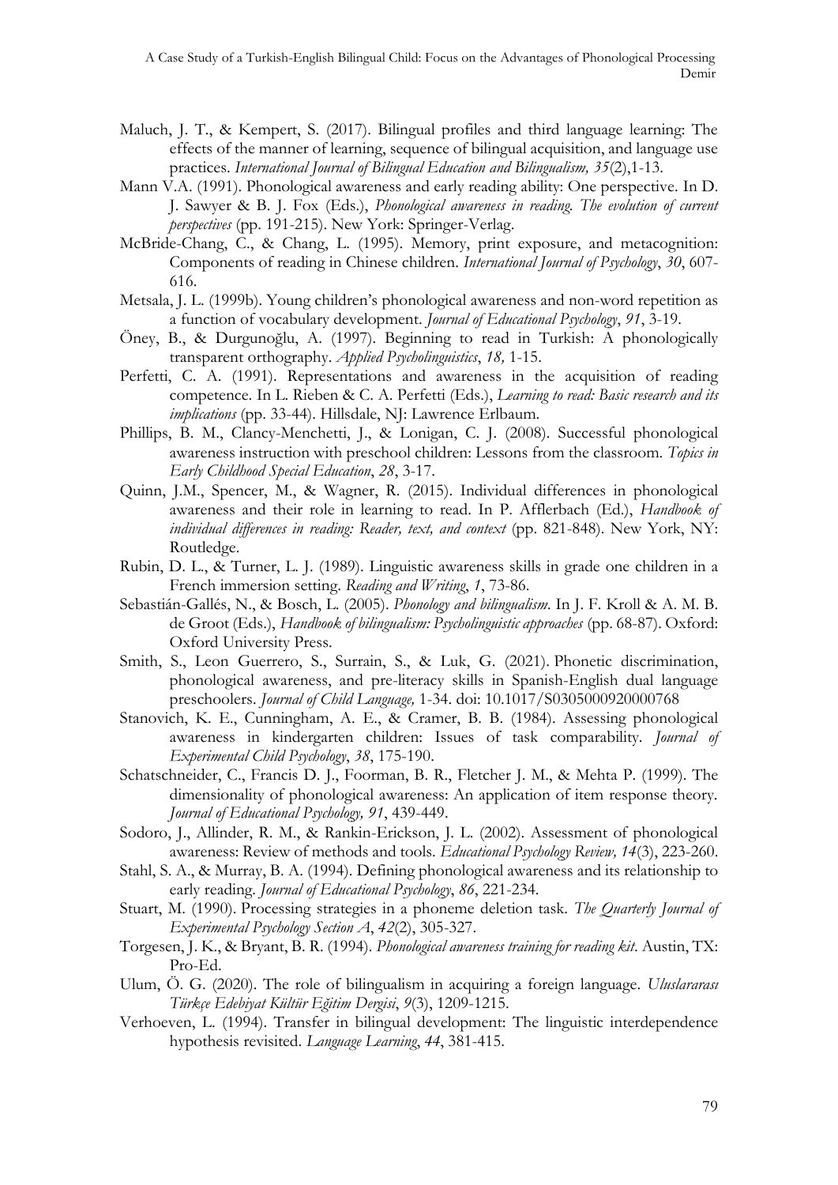Maluch, J. T., & Kempert, S. (2017). Bilingual profiles and third language learning: The effects of the manner of learning, sequence of bilingual acquisition, and language use practices. *International Journal of Bilingual Education and Bilingualism, 35*(2),1-13.

Mann V.A. (1991). Phonological awareness and early reading ability: One perspective. In D. J. Sawyer & B. J. Fox (Eds.), *Phonological awareness in reading. The evolution of current perspectives* (pp. 191-215). New York: Springer-Verlag.

McBride-Chang, C., & Chang, L. (1995). Memory, print exposure, and metacognition: Components of reading in Chinese children. *International Journal of Psychology*, *30*, 607-616.

Metsala, J. L. (1999b). Young children's phonological awareness and non-word repetition as a function of vocabulary development. *Journal of Educational Psychology*, *91*, 3-19.

Öney, B., & Durgunoğlu, A. (1997). Beginning to read in Turkish: A phonologically transparent orthography. *Applied Psycholinguistics*, *18,* 1-15.

Perfetti, C. A. (1991). Representations and awareness in the acquisition of reading competence. In L. Rieben & C. A. Perfetti (Eds.), *Learning to read: Basic research and its implications* (pp. 33-44). Hillsdale, NJ: Lawrence Erlbaum.

Phillips, B. M., Clancy-Menchetti, J., & Lonigan, C. J. (2008). Successful phonological awareness instruction with preschool children: Lessons from the classroom. *Topics in Early Childhood Special Education*, *28*, 3-17.

Quinn, J.M., Spencer, M., & Wagner, R. (2015). Individual differences in phonological awareness and their role in learning to read. In P. Afflerbach (Ed.), *Handbook of individual differences in reading: Reader, text, and context* (pp. 821-848). New York, NY: Routledge.

Rubin, D. L., & Turner, L. J. (1989). Linguistic awareness skills in grade one children in a French immersion setting. *Reading and Writing*, *1*, 73-86.

Sebastián-Gallés, N., & Bosch, L. (2005). *Phonology and bilingualism*. In J. F. Kroll & A. M. B. de Groot (Eds.), *Handbook of bilingualism: Psycholinguistic approaches* (pp. 68-87). Oxford: Oxford University Press.

Smith, S., Leon Guerrero, S., Surrain, S., & Luk, G. (2021). Phonetic discrimination, phonological awareness, and pre-literacy skills in Spanish-English dual language preschoolers. *Journal of Child Language,* 1-34. doi: 10.1017/S0305000920000768

Stanovich, K. E., Cunningham, A. E., & Cramer, B. B. (1984). Assessing phonological awareness in kindergarten children: Issues of task comparability. *Journal of Experimental Child Psychology*, *38*, 175-190.

Schatschneider, C., Francis D. J., Foorman, B. R., Fletcher J. M., & Mehta P. (1999). The dimensionality of phonological awareness: An application of item response theory. *Journal of Educational Psychology, 91*, 439-449.

Sodoro, J., Allinder, R. M., & Rankin-Erickson, J. L. (2002). Assessment of phonological awareness: Review of methods and tools. *Educational Psychology Review, 14*(3), 223-260.

Stahl, S. A., & Murray, B. A. (1994). Defining phonological awareness and its relationship to early reading. *Journal of Educational Psychology*, *86*, 221-234.

Stuart, M. (1990). Processing strategies in a phoneme deletion task. *The Quarterly Journal of Experimental Psychology Section A*, *42*(2), 305-327.

Torgesen, J. K., & Bryant, B. R. (1994). *Phonological awareness training for reading kit*. Austin, TX: Pro-Ed.

Ulum, Ö. G. (2020). The role of bilingualism in acquiring a foreign language. *Uluslararası Türkçe Edebiyat Kültür Eğitim Dergisi*, *9*(3), 1209-1215.

Verhoeven, L. (1994). Transfer in bilingual development: The linguistic interdependence hypothesis revisited. *Language Learning*, *44*, 381-415.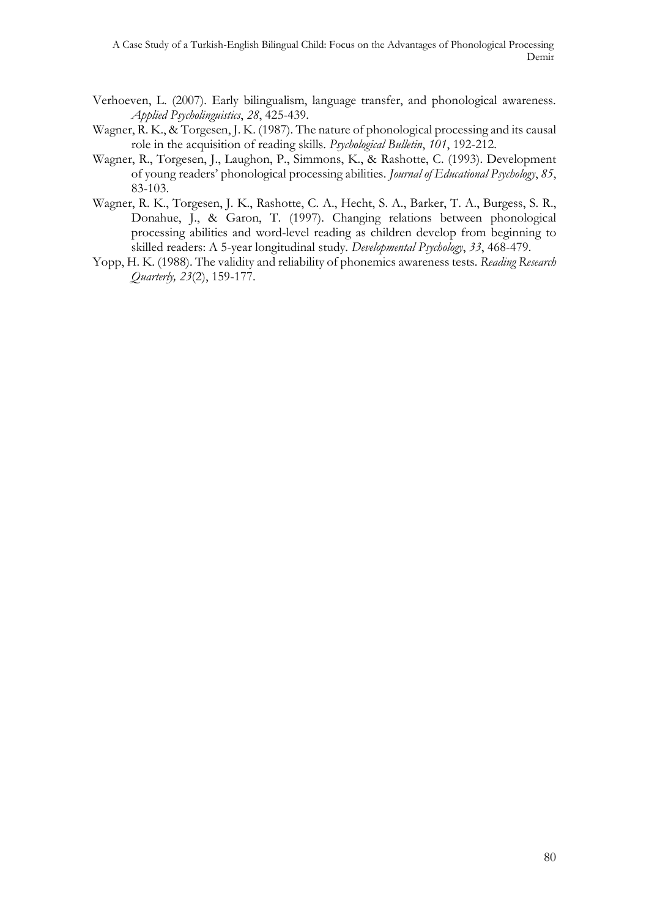Verhoeven, L. (2007). Early bilingualism, language transfer, and phonological awareness. *Applied Psycholinguistics*, *28*, 425-439.

Wagner, R. K., & Torgesen, J. K. (1987). The nature of phonological processing and its causal role in the acquisition of reading skills. *Psychological Bulletin*, *101*, 192-212.

Wagner, R., Torgesen, J., Laughon, P., Simmons, K., & Rashotte, C. (1993). Development of young readers' phonological processing abilities. *Journal of Educational Psychology*, *85*, 83-103.

Wagner, R. K., Torgesen, J. K., Rashotte, C. A., Hecht, S. A., Barker, T. A., Burgess, S. R., Donahue, J., & Garon, T. (1997). Changing relations between phonological processing abilities and word-level reading as children develop from beginning to skilled readers: A 5-year longitudinal study. *Developmental Psychology*, *33*, 468-479.

Yopp, H. K. (1988). The validity and reliability of phonemics awareness tests. *Reading Research Quarterly, 23*(2), 159-177.